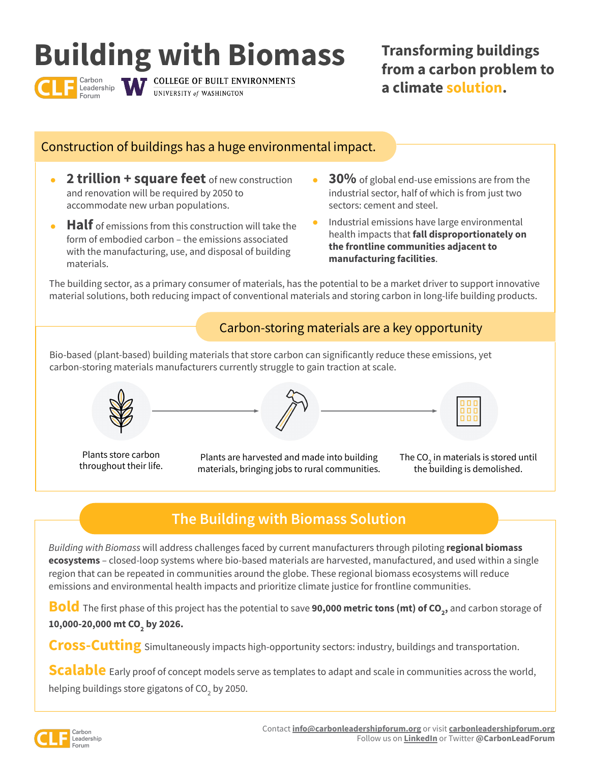# Building with Biomass

Carbon Leadership Forum | COLLEGE OF BUILT ENVIRONMENTS, UNIVERSITY of WASHINGTON

**Transforming buildings from a carbon problem to a climate solution.**

## Construction of buildings has a huge environmental impact.

- **2 trillion + square feet** of new construction and renovation will be required by 2050 to accommodate new urban populations.
- **Half** of emissions from this construction will take the form of embodied carbon – the emissions associated with the manufacturing, use, and disposal of building materials.
- **30%** of global end-use emissions are from the industrial sector, half of which is from just two sectors: cement and steel.
- Industrial emissions have large environmental health impacts that **fall disproportionately on the frontline communities adjacent to manufacturing facilities**.

The building sector, as a primary consumer of materials, has the potential to be a market driver to support innovative material solutions, both reducing impact of conventional materials and storing carbon in long-life building products.

## Carbon-storing materials are a key opportunity

Bio-based (plant-based) building materials that store carbon can significantly reduce these emissions, yet carbon-storing materials manufacturers currently struggle to gain traction at scale.

Plants store carbon throughout their life. → Plants are harvested and made into building materials, bringing jobs to rural communities. → The $CO_2$ in materials is stored until the building is demolished.

## The Building with Biomass Solution

*Building with Biomass* will address challenges faced by current manufacturers through piloting **regional biomass ecosystems** – closed-loop systems where bio-based materials are harvested, manufactured, and used within a single region that can be repeated in communities around the globe. These regional biomass ecosystems will reduce emissions and environmental health impacts and prioritize climate justice for frontline communities.

**Bold** The first phase of this project has the potential to save **90,000 metric tons (mt) of $CO_2$**, and carbon storage of **10,000-20,000 mt $CO_2$ by 2026.**

**Cross-Cutting** Simultaneously impacts high-opportunity sectors: industry, buildings and transportation.

**Scalable** Early proof of concept models serve as templates to adapt and scale in communities across the world, helping buildings store gigatons of $CO_2$ by 2050.

Contact **info@carbonleadershipforum.org** or visit **carbonleadershipforum.org**
Follow us on **LinkedIn** or Twitter **@CarbonLeadForum**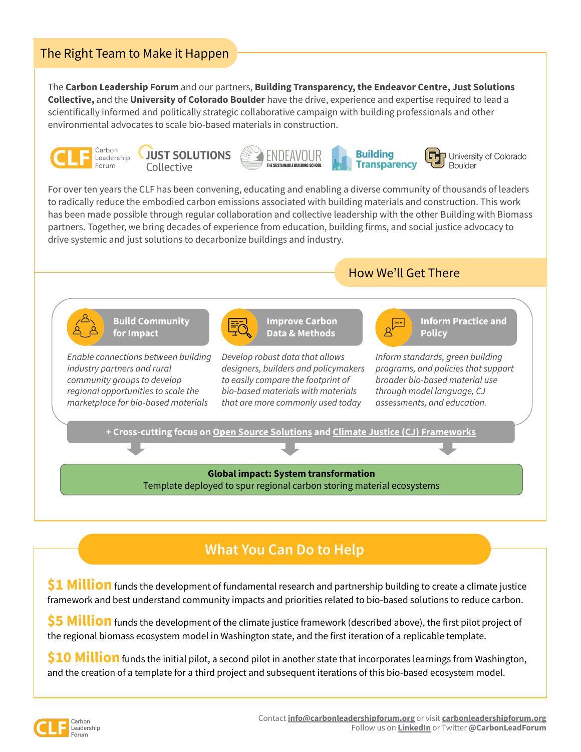## The Right Team to Make it Happen

The **Carbon Leadership Forum** and our partners, **Building Transparency, the Endeavor Centre, Just Solutions Collective,** and the **University of Colorado Boulder** have the drive, experience and expertise required to lead a scientifically informed and politically strategic collaborative campaign with building professionals and other environmental advocates to scale bio-based materials in construction.

CLF Carbon Leadership Forum | JUST SOLUTIONS Collective | ENDEAVOUR THE SUSTAINABLE BUILDING SCHOOL | Building Transparency | University of Colorado Boulder

For over ten years the CLF has been convening, educating and enabling a diverse community of thousands of leaders to radically reduce the embodied carbon emissions associated with building materials and construction. This work has been made possible through regular collaboration and collective leadership with the other Building with Biomass partners. Together, we bring decades of experience from education, building firms, and social justice advocacy to drive systemic and just solutions to decarbonize buildings and industry.

## How We'll Get There

**Build Community for Impact**

*Enable connections between building industry partners and rural community groups to develop regional opportunities to scale the marketplace for bio-based materials*

**Improve Carbon Data & Methods**

*Develop robust data that allows designers, builders and policymakers to easily compare the footprint of bio-based materials with materials that are more commonly used today*

**Inform Practice and Policy**

*Inform standards, green building programs, and policies that support broader bio-based material use through model language, CJ assessments, and education.*

**+ Cross-cutting focus on Open Source Solutions and Climate Justice (CJ) Frameworks**

**Global impact: System transformation**
Template deployed to spur regional carbon storing material ecosystems

## What You Can Do to Help

**$1 Million** funds the development of fundamental research and partnership building to create a climate justice framework and best understand community impacts and priorities related to bio-based solutions to reduce carbon.

**$5 Million** funds the development of the climate justice framework (described above), the first pilot project of the regional biomass ecosystem model in Washington state, and the first iteration of a replicable template.

**$10 Million** funds the initial pilot, a second pilot in another state that incorporates learnings from Washington, and the creation of a template for a third project and subsequent iterations of this bio-based ecosystem model.

CLF Carbon Leadership Forum

Contact **info@carbonleadershipforum.org** or visit **carbonleadershipforum.org**
Follow us on **LinkedIn** or Twitter **@CarbonLeadForum**